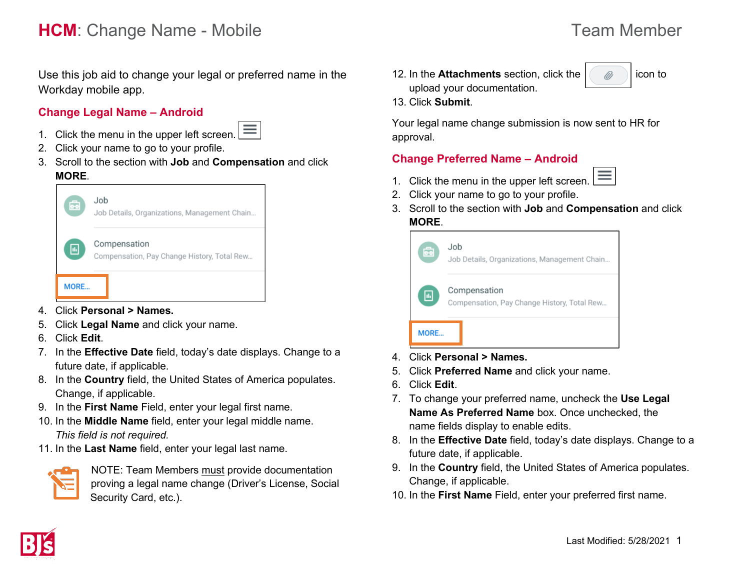# HCM: Change Name - Mobile

Team Member

Use this job aid to change your legal or preferred name in the Workday mobile app.

## Change Legal Name – Android

1. Click the menu in the upper left screen.
2. Click your name to go to your profile.
3. Scroll to the section with **Job** and **Compensation** and click **MORE**.
4. Click **Personal > Names.**
5. Click **Legal Name** and click your name.
6. Click **Edit**.
7. In the **Effective Date** field, today's date displays. Change to a future date, if applicable.
8. In the **Country** field, the United States of America populates. Change, if applicable.
9. In the **First Name** Field, enter your legal first name.
10. In the **Middle Name** field, enter your legal middle name. *This field is not required.*
11. In the **Last Name** field, enter your legal last name.

NOTE: Team Members must provide documentation proving a legal name change (Driver's License, Social Security Card, etc.).

12. In the **Attachments** section, click the icon to upload your documentation.
13. Click **Submit**.

Your legal name change submission is now sent to HR for approval.

## Change Preferred Name – Android

1. Click the menu in the upper left screen.
2. Click your name to go to your profile.
3. Scroll to the section with **Job** and **Compensation** and click **MORE**.
4. Click **Personal > Names.**
5. Click **Preferred Name** and click your name.
6. Click **Edit**.
7. To change your preferred name, uncheck the **Use Legal Name As Preferred Name** box. Once unchecked, the name fields display to enable edits.
8. In the **Effective Date** field, today's date displays. Change to a future date, if applicable.
9. In the **Country** field, the United States of America populates. Change, if applicable.
10. In the **First Name** Field, enter your preferred first name.

Last Modified: 5/28/2021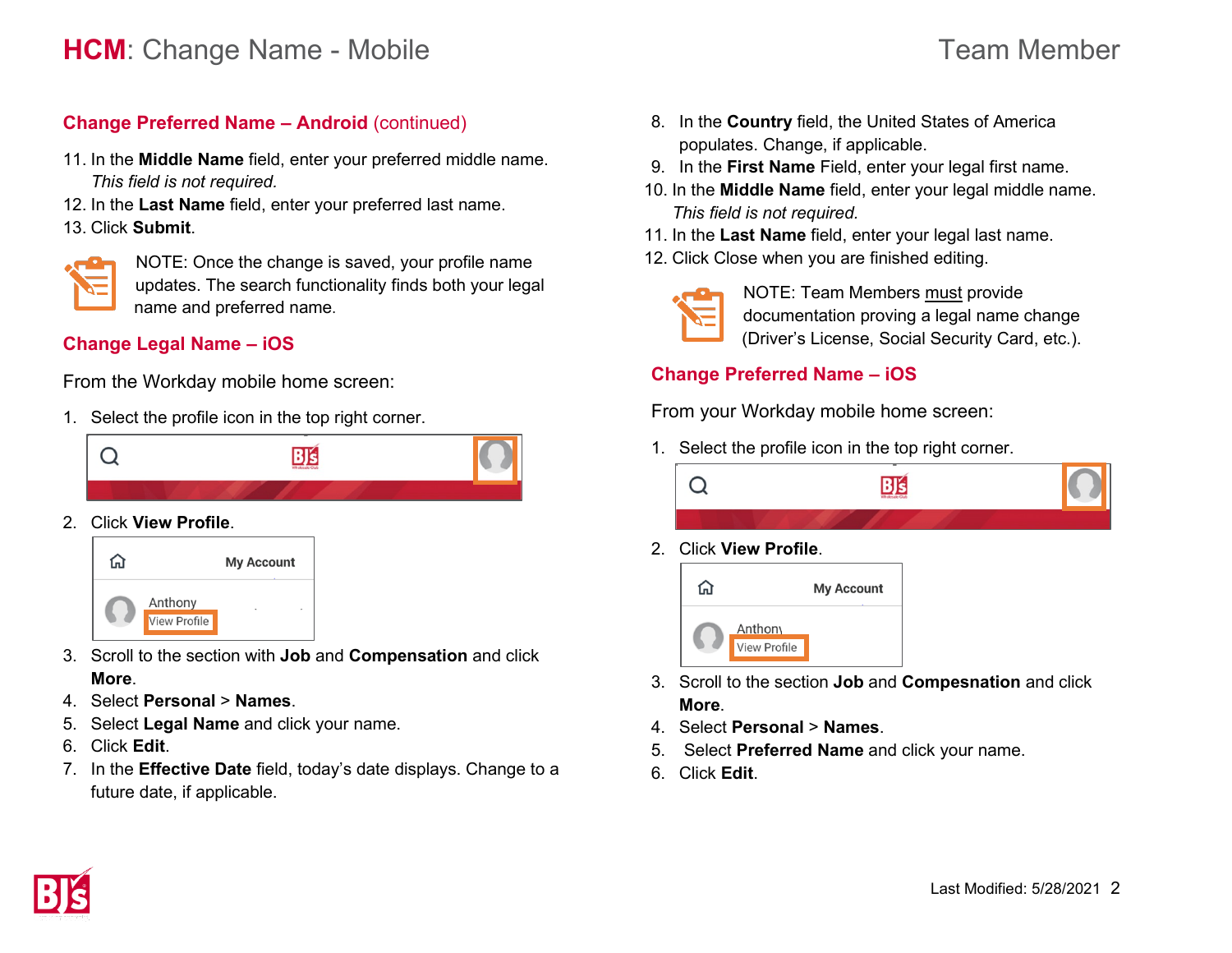## Change Preferred Name – Android (continued)

11. In the **Middle Name** field, enter your preferred middle name. *This field is not required.*
12. In the **Last Name** field, enter your preferred last name.
13. Click **Submit**.

NOTE: Once the change is saved, your profile name updates. The search functionality finds both your legal name and preferred name.

## Change Legal Name – iOS

From the Workday mobile home screen:

1. Select the profile icon in the top right corner.
2. Click **View Profile**.
3. Scroll to the section with **Job** and **Compensation** and click **More**.
4. Select **Personal** > **Names**.
5. Select **Legal Name** and click your name.
6. Click **Edit**.
7. In the **Effective Date** field, today's date displays. Change to a future date, if applicable.
8. In the **Country** field, the United States of America populates. Change, if applicable.
9. In the **First Name** Field, enter your legal first name.
10. In the **Middle Name** field, enter your legal middle name. *This field is not required.*
11. In the **Last Name** field, enter your legal last name.
12. Click Close when you are finished editing.

NOTE: Team Members must provide documentation proving a legal name change (Driver's License, Social Security Card, etc.).

## Change Preferred Name – iOS

From your Workday mobile home screen:

1. Select the profile icon in the top right corner.
2. Click **View Profile**.
3. Scroll to the section **Job** and **Compesnation** and click **More**.
4. Select **Personal** > **Names**.
5. Select **Preferred Name** and click your name.
6. Click **Edit**.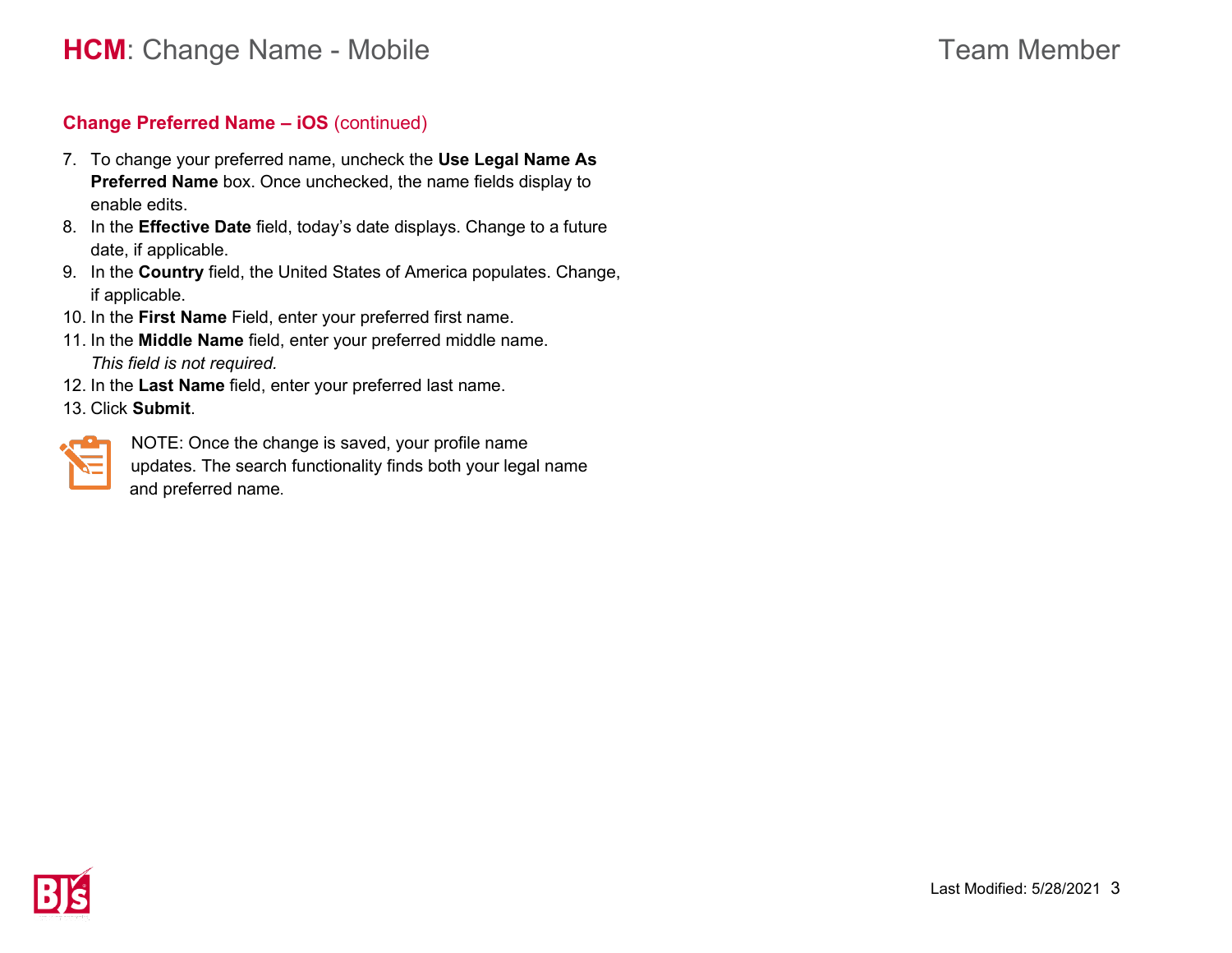## Change Preferred Name – iOS (continued)

7. To change your preferred name, uncheck the **Use Legal Name As Preferred Name** box. Once unchecked, the name fields display to enable edits.
8. In the **Effective Date** field, today's date displays. Change to a future date, if applicable.
9. In the **Country** field, the United States of America populates. Change, if applicable.
10. In the **First Name** Field, enter your preferred first name.
11. In the **Middle Name** field, enter your preferred middle name. *This field is not required.*
12. In the **Last Name** field, enter your preferred last name.
13. Click **Submit**.

NOTE: Once the change is saved, your profile name updates. The search functionality finds both your legal name and preferred name.